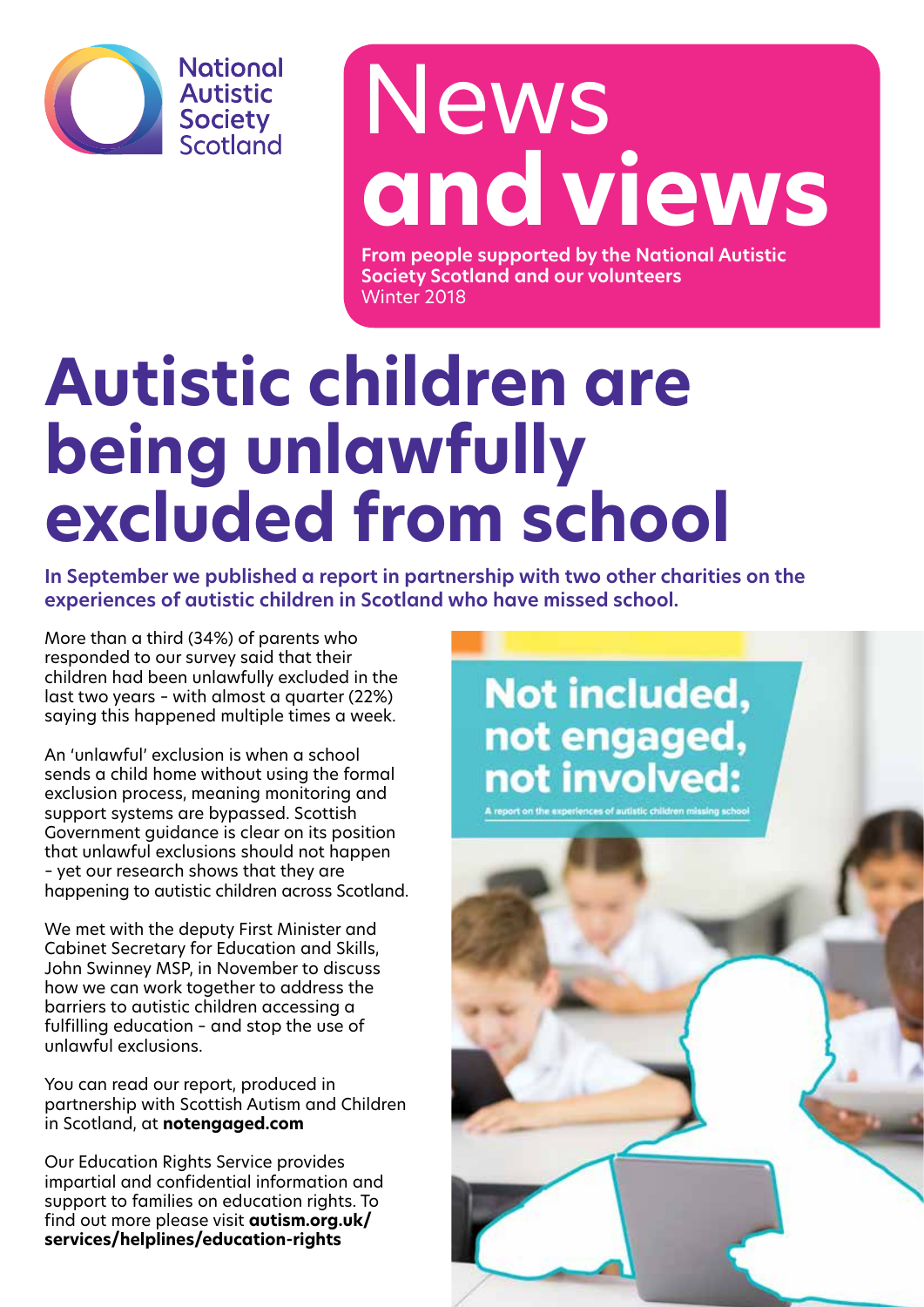National Autistic Society Scotland

# News and views

**From people supported by the National Autistic Society Scotland and our volunteers**
Winter 2018

# Autistic children are being unlawfully excluded from school

**In September we published a report in partnership with two other charities on the experiences of autistic children in Scotland who have missed school.**

More than a third (34%) of parents who responded to our survey said that their children had been unlawfully excluded in the last two years – with almost a quarter (22%) saying this happened multiple times a week.

An 'unlawful' exclusion is when a school sends a child home without using the formal exclusion process, meaning monitoring and support systems are bypassed. Scottish Government guidance is clear on its position that unlawful exclusions should not happen – yet our research shows that they are happening to autistic children across Scotland.

We met with the deputy First Minister and Cabinet Secretary for Education and Skills, John Swinney MSP, in November to discuss how we can work together to address the barriers to autistic children accessing a fulfilling education – and stop the use of unlawful exclusions.

You can read our report, produced in partnership with Scottish Autism and Children in Scotland, at **notengaged.com**

Our Education Rights Service provides impartial and confidential information and support to families on education rights. To find out more please visit **autism.org.uk/services/helplines/education-rights**

**Not included, not engaged, not involved:**
A report on the experiences of autistic children missing school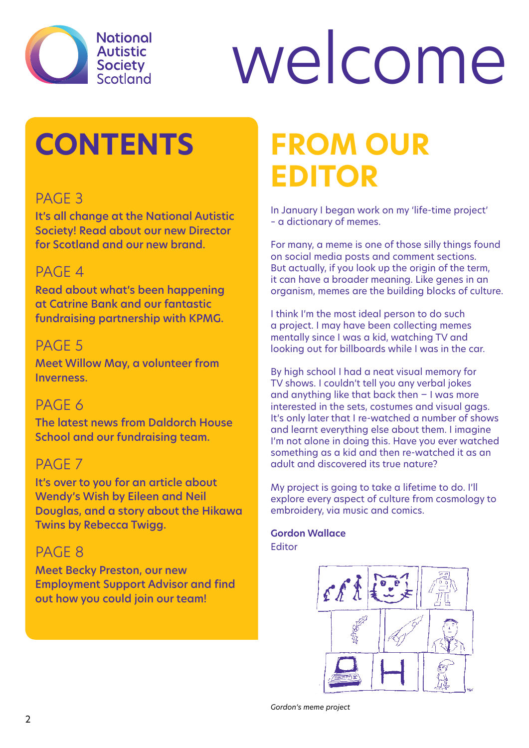National Autistic Society Scotland

# welcome

## CONTENTS

### PAGE 3

**It's all change at the National Autistic Society! Read about our new Director for Scotland and our new brand.**

### PAGE 4

**Read about what's been happening at Catrine Bank and our fantastic fundraising partnership with KPMG.**

### PAGE 5

**Meet Willow May, a volunteer from Inverness.**

### PAGE 6

**The latest news from Daldorch House School and our fundraising team.**

### PAGE 7

**It's over to you for an article about Wendy's Wish by Eileen and Neil Douglas, and a story about the Hikawa Twins by Rebecca Twigg.**

### PAGE 8

**Meet Becky Preston, our new Employment Support Advisor and find out how you could join our team!**

## FROM OUR EDITOR

In January I began work on my 'life-time project' – a dictionary of memes.

For many, a meme is one of those silly things found on social media posts and comment sections. But actually, if you look up the origin of the term, it can have a broader meaning. Like genes in an organism, memes are the building blocks of culture.

I think I'm the most ideal person to do such a project. I may have been collecting memes mentally since I was a kid, watching TV and looking out for billboards while I was in the car.

By high school I had a neat visual memory for TV shows. I couldn't tell you any verbal jokes and anything like that back then – I was more interested in the sets, costumes and visual gags. It's only later that I re-watched a number of shows and learnt everything else about them. I imagine I'm not alone in doing this. Have you ever watched something as a kid and then re-watched it as an adult and discovered its true nature?

My project is going to take a lifetime to do. I'll explore every aspect of culture from cosmology to embroidery, via music and comics.

**Gordon Wallace**
Editor

*Gordon's meme project*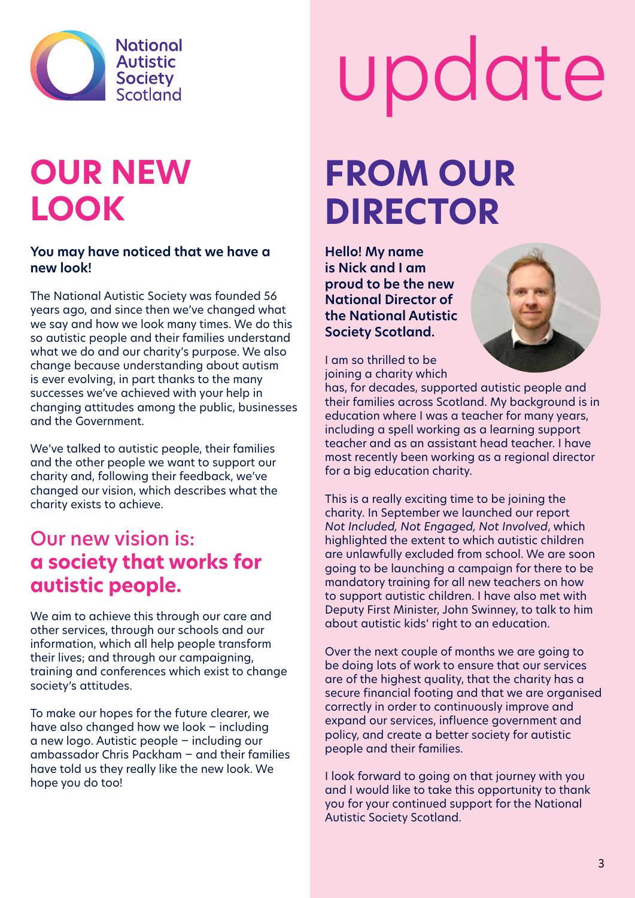National Autistic Society Scotland

# update

## OUR NEW LOOK

**You may have noticed that we have a new look!**

The National Autistic Society was founded 56 years ago, and since then we've changed what we say and how we look many times. We do this so autistic people and their families understand what we do and our charity's purpose. We also change because understanding about autism is ever evolving, in part thanks to the many successes we've achieved with your help in changing attitudes among the public, businesses and the Government.

We've talked to autistic people, their families and the other people we want to support our charity and, following their feedback, we've changed our vision, which describes what the charity exists to achieve.

### Our new vision is: **a society that works for autistic people.**

We aim to achieve this through our care and other services, through our schools and our information, which all help people transform their lives; and through our campaigning, training and conferences which exist to change society's attitudes.

To make our hopes for the future clearer, we have also changed how we look – including a new logo. Autistic people – including our ambassador Chris Packham – and their families have told us they really like the new look. We hope you do too!

## FROM OUR DIRECTOR

**Hello! My name is Nick and I am proud to be the new National Director of the National Autistic Society Scotland.**

I am so thrilled to be joining a charity which has, for decades, supported autistic people and their families across Scotland. My background is in education where I was a teacher for many years, including a spell working as a learning support teacher and as an assistant head teacher. I have most recently been working as a regional director for a big education charity.

This is a really exciting time to be joining the charity. In September we launched our report *Not Included, Not Engaged, Not Involved*, which highlighted the extent to which autistic children are unlawfully excluded from school. We are soon going to be launching a campaign for there to be mandatory training for all new teachers on how to support autistic children. I have also met with Deputy First Minister, John Swinney, to talk to him about autistic kids' right to an education.

Over the next couple of months we are going to be doing lots of work to ensure that our services are of the highest quality, that the charity has a secure financial footing and that we are organised correctly in order to continuously improve and expand our services, influence government and policy, and create a better society for autistic people and their families.

I look forward to going on that journey with you and I would like to take this opportunity to thank you for your continued support for the National Autistic Society Scotland.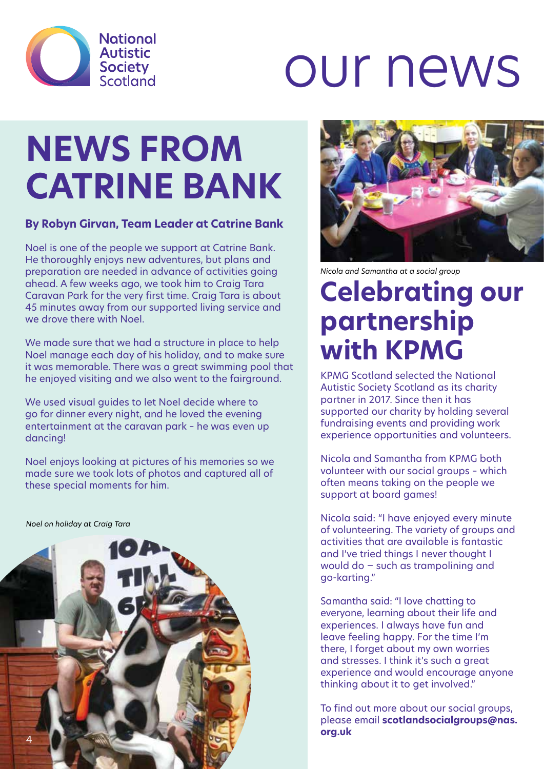# our news

## NEWS FROM CATRINE BANK

**By Robyn Girvan, Team Leader at Catrine Bank**

Noel is one of the people we support at Catrine Bank. He thoroughly enjoys new adventures, but plans and preparation are needed in advance of activities going ahead. A few weeks ago, we took him to Craig Tara Caravan Park for the very first time. Craig Tara is about 45 minutes away from our supported living service and we drove there with Noel.

We made sure that we had a structure in place to help Noel manage each day of his holiday, and to make sure it was memorable. There was a great swimming pool that he enjoyed visiting and we also went to the fairground.

We used visual guides to let Noel decide where to go for dinner every night, and he loved the evening entertainment at the caravan park – he was even up dancing!

Noel enjoys looking at pictures of his memories so we made sure we took lots of photos and captured all of these special moments for him.

*Noel on holiday at Craig Tara*

*Nicola and Samantha at a social group*

## Celebrating our partnership with KPMG

KPMG Scotland selected the National Autistic Society Scotland as its charity partner in 2017. Since then it has supported our charity by holding several fundraising events and providing work experience opportunities and volunteers.

Nicola and Samantha from KPMG both volunteer with our social groups – which often means taking on the people we support at board games!

Nicola said: "I have enjoyed every minute of volunteering. The variety of groups and activities that are available is fantastic and I've tried things I never thought I would do – such as trampolining and go-karting."

Samantha said: "I love chatting to everyone, learning about their life and experiences. I always have fun and leave feeling happy. For the time I'm there, I forget about my own worries and stresses. I think it's such a great experience and would encourage anyone thinking about it to get involved."

To find out more about our social groups, please email **scotlandsocialgroups@nas.org.uk**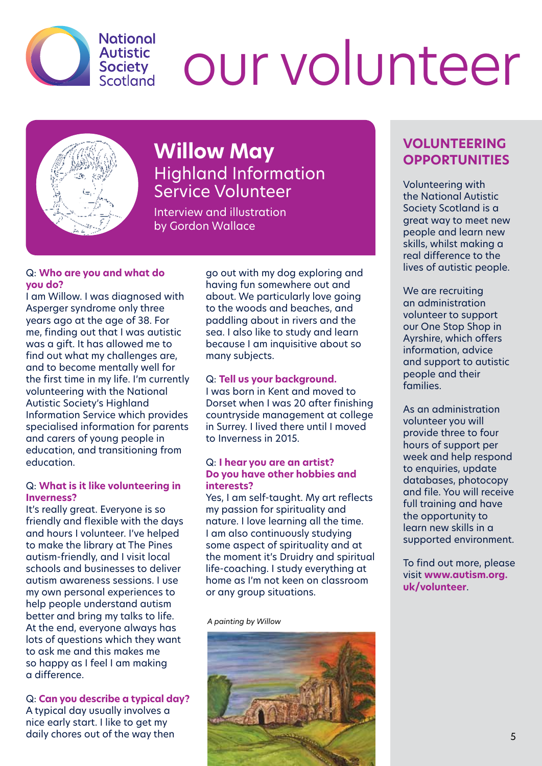# our volunteer

## Willow May

### Highland Information Service Volunteer

Interview and illustration by Gordon Wallace

Q: **Who are you and what do you do?**
I am Willow. I was diagnosed with Asperger syndrome only three years ago at the age of 38. For me, finding out that I was autistic was a gift. It has allowed me to find out what my challenges are, and to become mentally well for the first time in my life. I'm currently volunteering with the National Autistic Society's Highland Information Service which provides specialised information for parents and carers of young people in education, and transitioning from education.

Q: **What is it like volunteering in Inverness?**
It's really great. Everyone is so friendly and flexible with the days and hours I volunteer. I've helped to make the library at The Pines autism-friendly, and I visit local schools and businesses to deliver autism awareness sessions. I use my own personal experiences to help people understand autism better and bring my talks to life. At the end, everyone always has lots of questions which they want to ask me and this makes me so happy as I feel I am making a difference.

Q: **Can you describe a typical day?**
A typical day usually involves a nice early start. I like to get my daily chores out of the way then go out with my dog exploring and having fun somewhere out and about. We particularly love going to the woods and beaches, and paddling about in rivers and the sea. I also like to study and learn because I am inquisitive about so many subjects.

Q: **Tell us your background.**
I was born in Kent and moved to Dorset when I was 20 after finishing countryside management at college in Surrey. I lived there until I moved to Inverness in 2015.

Q: **I hear you are an artist? Do you have other hobbies and interests?**
Yes, I am self-taught. My art reflects my passion for spirituality and nature. I love learning all the time. I am also continuously studying some aspect of spirituality and at the moment it's Druidry and spiritual life-coaching. I study everything at home as I'm not keen on classroom or any group situations.

*A painting by Willow*

## VOLUNTEERING OPPORTUNITIES

Volunteering with the National Autistic Society Scotland is a great way to meet new people and learn new skills, whilst making a real difference to the lives of autistic people.

We are recruiting an administration volunteer to support our One Stop Shop in Ayrshire, which offers information, advice and support to autistic people and their families.

As an administration volunteer you will provide three to four hours of support per week and help respond to enquiries, update databases, photocopy and file. You will receive full training and have the opportunity to learn new skills in a supported environment.

To find out more, please visit **www.autism.org.uk/volunteer**.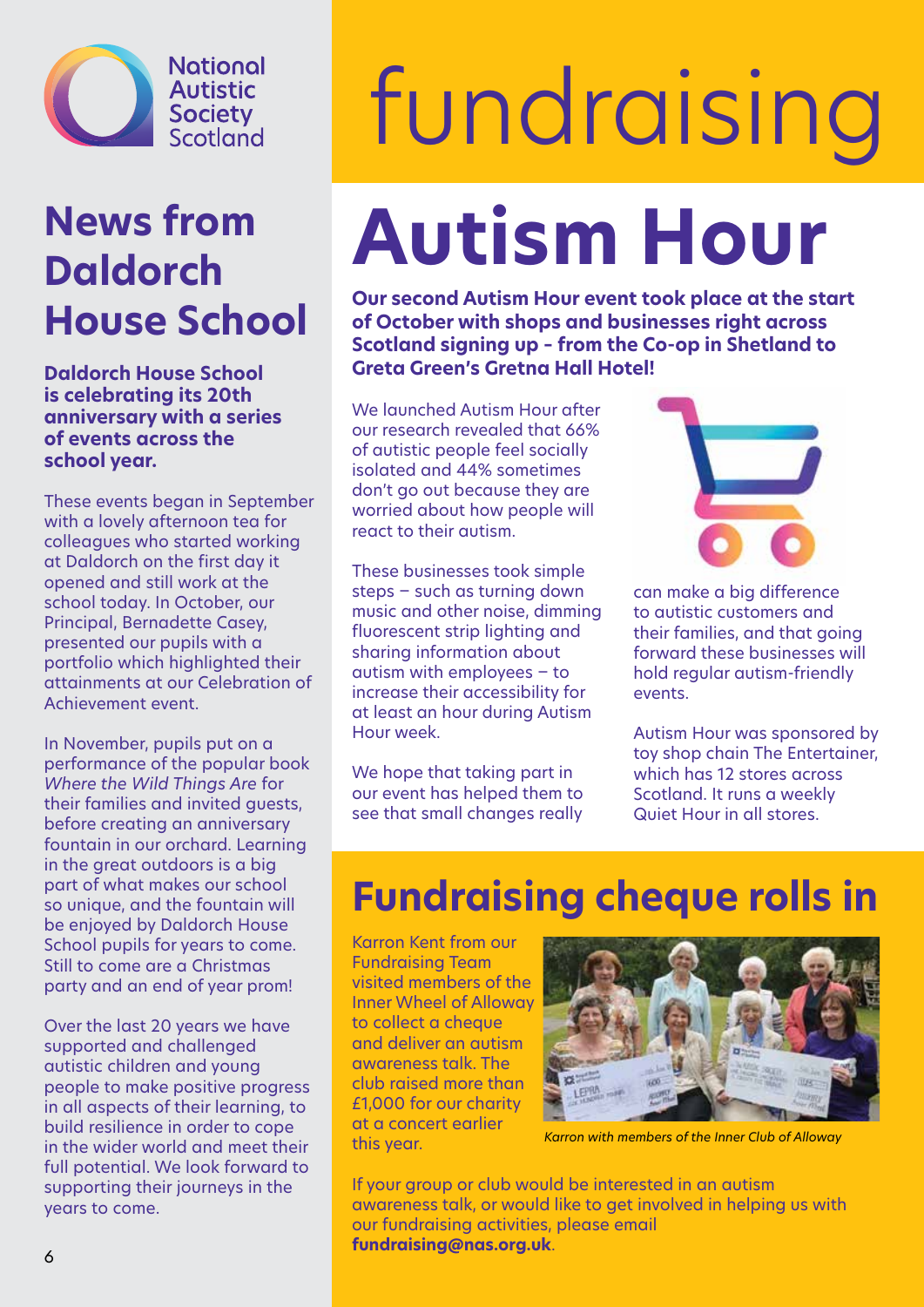National Autistic Society Scotland

# News from Daldorch House School

**Daldorch House School is celebrating its 20th anniversary with a series of events across the school year.**

These events began in September with a lovely afternoon tea for colleagues who started working at Daldorch on the first day it opened and still work at the school today. In October, our Principal, Bernadette Casey, presented our pupils with a portfolio which highlighted their attainments at our Celebration of Achievement event.

In November, pupils put on a performance of the popular book *Where the Wild Things Are* for their families and invited guests, before creating an anniversary fountain in our orchard. Learning in the great outdoors is a big part of what makes our school so unique, and the fountain will be enjoyed by Daldorch House School pupils for years to come. Still to come are a Christmas party and an end of year prom!

Over the last 20 years we have supported and challenged autistic children and young people to make positive progress in all aspects of their learning, to build resilience in order to cope in the wider world and meet their full potential. We look forward to supporting their journeys in the years to come.

# fundraising

## Autism Hour

**Our second Autism Hour event took place at the start of October with shops and businesses right across Scotland signing up - from the Co-op in Shetland to Greta Green's Gretna Hall Hotel!**

We launched Autism Hour after our research revealed that 66% of autistic people feel socially isolated and 44% sometimes don't go out because they are worried about how people will react to their autism.

These businesses took simple steps – such as turning down music and other noise, dimming fluorescent strip lighting and sharing information about autism with employees – to increase their accessibility for at least an hour during Autism Hour week.

We hope that taking part in our event has helped them to see that small changes really can make a big difference to autistic customers and their families, and that going forward these businesses will hold regular autism-friendly events.

Autism Hour was sponsored by toy shop chain The Entertainer, which has 12 stores across Scotland. It runs a weekly Quiet Hour in all stores.

## Fundraising cheque rolls in

Karron Kent from our Fundraising Team visited members of the Inner Wheel of Alloway to collect a cheque and deliver an autism awareness talk. The club raised more than £1,000 for our charity at a concert earlier this year.

*Karron with members of the Inner Club of Alloway*

If your group or club would be interested in an autism awareness talk, or would like to get involved in helping us with our fundraising activities, please email **fundraising@nas.org.uk**.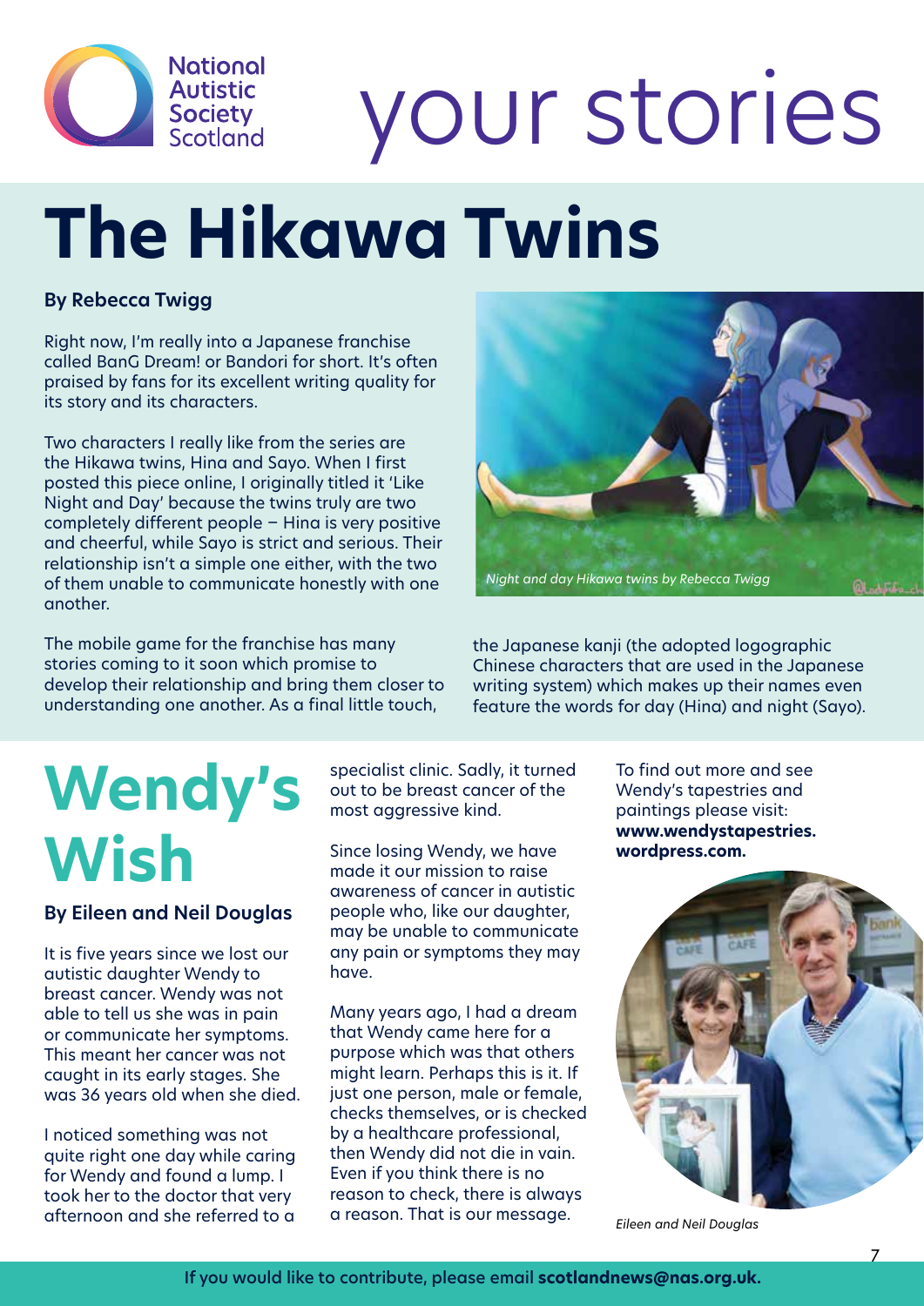# your stories

## The Hikawa Twins

**By Rebecca Twigg**

Right now, I'm really into a Japanese franchise called BanG Dream! or Bandori for short. It's often praised by fans for its excellent writing quality for its story and its characters.

Two characters I really like from the series are the Hikawa twins, Hina and Sayo. When I first posted this piece online, I originally titled it 'Like Night and Day' because the twins truly are two completely different people – Hina is very positive and cheerful, while Sayo is strict and serious. Their relationship isn't a simple one either, with the two of them unable to communicate honestly with one another.

*Night and day Hikawa twins by Rebecca Twigg*

The mobile game for the franchise has many stories coming to it soon which promise to develop their relationship and bring them closer to understanding one another. As a final little touch, the Japanese kanji (the adopted logographic Chinese characters that are used in the Japanese writing system) which makes up their names even feature the words for day (Hina) and night (Sayo).

## Wendy's Wish

**By Eileen and Neil Douglas**

It is five years since we lost our autistic daughter Wendy to breast cancer. Wendy was not able to tell us she was in pain or communicate her symptoms. This meant her cancer was not caught in its early stages. She was 36 years old when she died.

I noticed something was not quite right one day while caring for Wendy and found a lump. I took her to the doctor that very afternoon and she referred to a specialist clinic. Sadly, it turned out to be breast cancer of the most aggressive kind.

Since losing Wendy, we have made it our mission to raise awareness of cancer in autistic people who, like our daughter, may be unable to communicate any pain or symptoms they may have.

Many years ago, I had a dream that Wendy came here for a purpose which was that others might learn. Perhaps this is it. If just one person, male or female, checks themselves, or is checked by a healthcare professional, then Wendy did not die in vain. Even if you think there is no reason to check, there is always a reason. That is our message.

To find out more and see Wendy's tapestries and paintings please visit: **www.wendystapestries.wordpress.com.**

*Eileen and Neil Douglas*

If you would like to contribute, please email **scotlandnews@nas.org.uk.**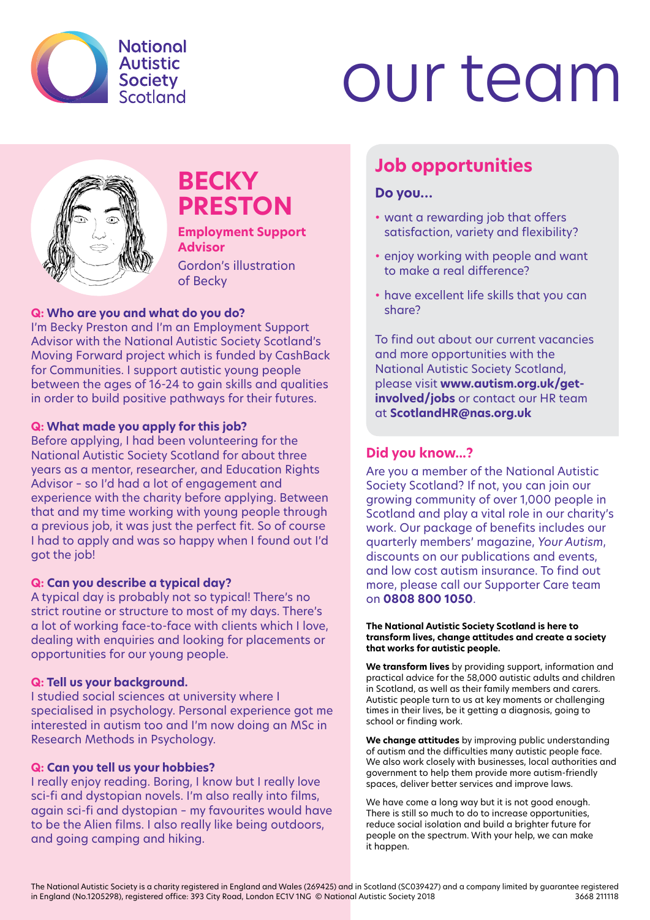National Autistic Society Scotland

# our team

## BECKY PRESTON

**Employment Support Advisor**

Gordon's illustration of Becky

**Q: Who are you and what do you do?**
I'm Becky Preston and I'm an Employment Support Advisor with the National Autistic Society Scotland's Moving Forward project which is funded by CashBack for Communities. I support autistic young people between the ages of 16-24 to gain skills and qualities in order to build positive pathways for their futures.

**Q: What made you apply for this job?**
Before applying, I had been volunteering for the National Autistic Society Scotland for about three years as a mentor, researcher, and Education Rights Advisor – so I'd had a lot of engagement and experience with the charity before applying. Between that and my time working with young people through a previous job, it was just the perfect fit. So of course I had to apply and was so happy when I found out I'd got the job!

**Q: Can you describe a typical day?**
A typical day is probably not so typical! There's no strict routine or structure to most of my days. There's a lot of working face-to-face with clients which I love, dealing with enquiries and looking for placements or opportunities for our young people.

**Q: Tell us your background.**
I studied social sciences at university where I specialised in psychology. Personal experience got me interested in autism too and I'm now doing an MSc in Research Methods in Psychology.

**Q: Can you tell us your hobbies?**
I really enjoy reading. Boring, I know but I really love sci-fi and dystopian novels. I'm also really into films, again sci-fi and dystopian – my favourites would have to be the Alien films. I also really like being outdoors, and going camping and hiking.

## Job opportunities

### Do you...

- want a rewarding job that offers satisfaction, variety and flexibility?
- enjoy working with people and want to make a real difference?
- have excellent life skills that you can share?

To find out about our current vacancies and more opportunities with the National Autistic Society Scotland, please visit **www.autism.org.uk/get-involved/jobs** or contact our HR team at **ScotlandHR@nas.org.uk**

## Did you know...?

Are you a member of the National Autistic Society Scotland? If not, you can join our growing community of over 1,000 people in Scotland and play a vital role in our charity's work. Our package of benefits includes our quarterly members' magazine, *Your Autism*, discounts on our publications and events, and low cost autism insurance. To find out more, please call our Supporter Care team on **0808 800 1050**.

**The National Autistic Society Scotland is here to transform lives, change attitudes and create a society that works for autistic people.**

**We transform lives** by providing support, information and practical advice for the 58,000 autistic adults and children in Scotland, as well as their family members and carers. Autistic people turn to us at key moments or challenging times in their lives, be it getting a diagnosis, going to school or finding work.

**We change attitudes** by improving public understanding of autism and the difficulties many autistic people face. We also work closely with businesses, local authorities and government to help them provide more autism-friendly spaces, deliver better services and improve laws.

We have come a long way but it is not good enough. There is still so much to do to increase opportunities, reduce social isolation and build a brighter future for people on the spectrum. With your help, we can make it happen.

The National Autistic Society is a charity registered in England and Wales (269425) and in Scotland (SC039427) and a company limited by guarantee registered in England (No.1205298), registered office: 393 City Road, London EC1V 1NG © National Autistic Society 2018 3668 211118